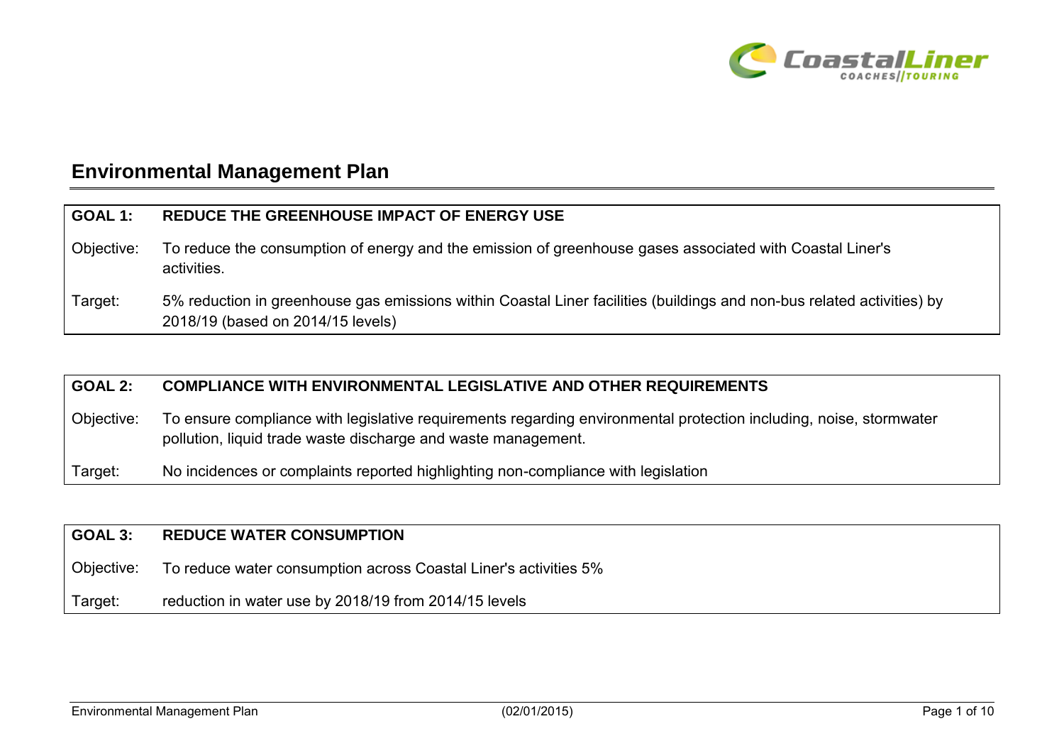# Environmental Management Plan

| GOAL 1: | REDUCE THE GREENHOUSE IMPACT OF ENERGY USE |
|---|---|
| Objective: | To reduce the consumption of energy and the emission of greenhouse gases associated with Coastal Liner's activities. |
| Target: | 5% reduction in greenhouse gas emissions within Coastal Liner facilities (buildings and non-bus related activities) by 2018/19 (based on 2014/15 levels) |

| GOAL 2: | COMPLIANCE WITH ENVIRONMENTAL LEGISLATIVE AND OTHER REQUIREMENTS |
|---|---|
| Objective: | To ensure compliance with legislative requirements regarding environmental protection including, noise, stormwater pollution, liquid trade waste discharge and waste management. |
| Target: | No incidences or complaints reported highlighting non-compliance with legislation |

| GOAL 3: | REDUCE WATER CONSUMPTION |
|---|---|
| Objective: | To reduce water consumption across Coastal Liner's activities 5% |
| Target: | reduction in water use by 2018/19 from 2014/15 levels |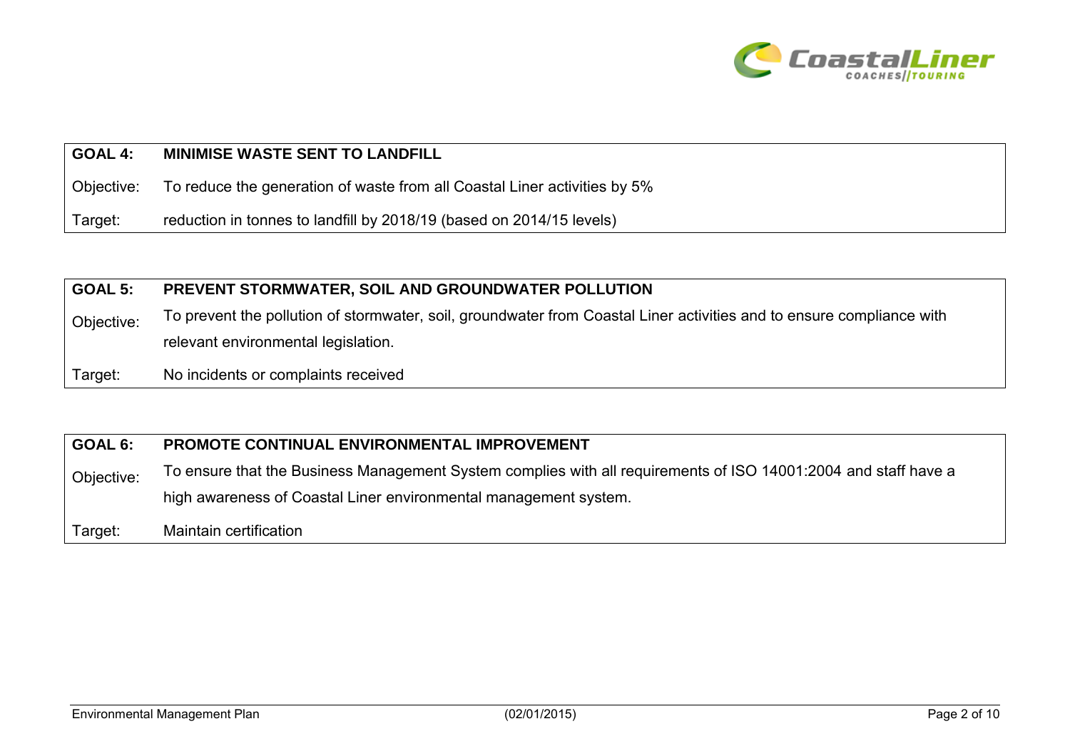| **GOAL 4:** | **MINIMISE WASTE SENT TO LANDFILL** |
|---|---|
| Objective: | To reduce the generation of waste from all Coastal Liner activities by 5% |
| Target: | reduction in tonnes to landfill by 2018/19 (based on 2014/15 levels) |

| **GOAL 5:** | **PREVENT STORMWATER, SOIL AND GROUNDWATER POLLUTION** |
|---|---|
| Objective: | To prevent the pollution of stormwater, soil, groundwater from Coastal Liner activities and to ensure compliance with relevant environmental legislation. |
| Target: | No incidents or complaints received |

| **GOAL 6:** | **PROMOTE CONTINUAL ENVIRONMENTAL IMPROVEMENT** |
|---|---|
| Objective: | To ensure that the Business Management System complies with all requirements of ISO 14001:2004 and staff have a high awareness of Coastal Liner environmental management system. |
| Target: | Maintain certification |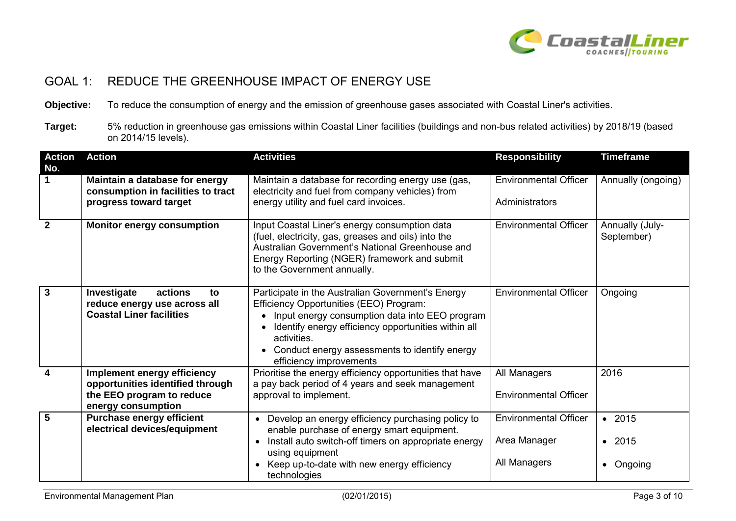## GOAL 1: REDUCE THE GREENHOUSE IMPACT OF ENERGY USE

**Objective:** To reduce the consumption of energy and the emission of greenhouse gases associated with Coastal Liner's activities.

**Target:** 5% reduction in greenhouse gas emissions within Coastal Liner facilities (buildings and non-bus related activities) by 2018/19 (based on 2014/15 levels).

| Action No. | Action | Activities | Responsibility | Timeframe |
|---|---|---|---|---|
| **1** | **Maintain a database for energy consumption in facilities to tract progress toward target** | Maintain a database for recording energy use (gas, electricity and fuel from company vehicles) from energy utility and fuel card invoices. | Environmental Officer<br>Administrators | Annually (ongoing) |
| **2** | **Monitor energy consumption** | Input Coastal Liner's energy consumption data (fuel, electricity, gas, greases and oils) into the Australian Government's National Greenhouse and Energy Reporting (NGER) framework and submit to the Government annually. | Environmental Officer | Annually (July-September) |
| **3** | **Investigate actions to reduce energy use across all Coastal Liner facilities** | Participate in the Australian Government's Energy Efficiency Opportunities (EEO) Program:<br>• Input energy consumption data into EEO program<br>• Identify energy efficiency opportunities within all activities.<br>• Conduct energy assessments to identify energy efficiency improvements | Environmental Officer | Ongoing |
| **4** | **Implement energy efficiency opportunities identified through the EEO program to reduce energy consumption** | Prioritise the energy efficiency opportunities that have a pay back period of 4 years and seek management approval to implement. | All Managers<br>Environmental Officer | 2016 |
| **5** | **Purchase energy efficient electrical devices/equipment** | • Develop an energy efficiency purchasing policy to enable purchase of energy smart equipment.<br>• Install auto switch-off timers on appropriate energy using equipment<br>• Keep up-to-date with new energy efficiency technologies | Environmental Officer<br>Area Manager<br>All Managers | • 2015<br>• 2015<br>• Ongoing |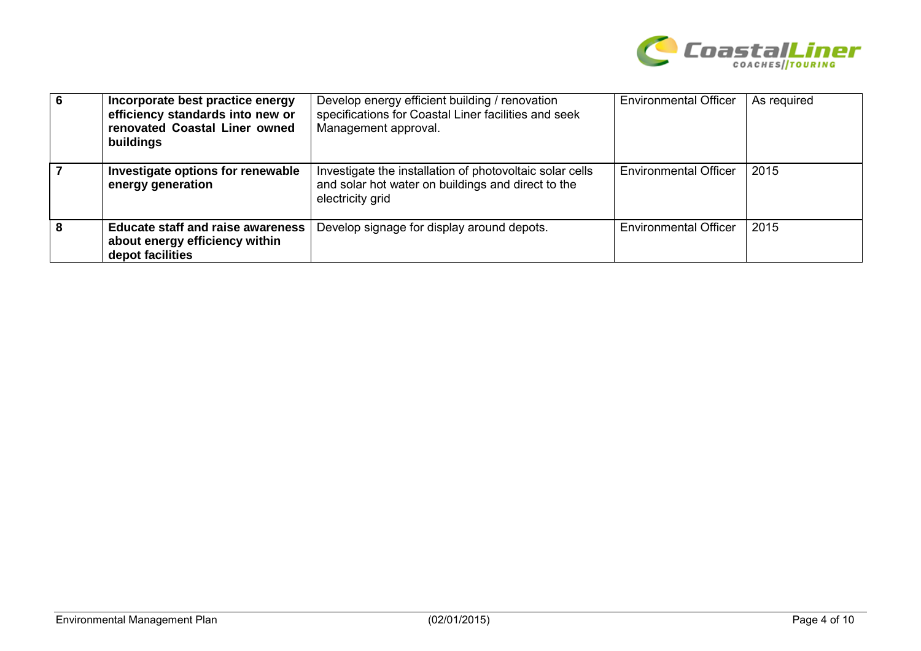| 6 | **Incorporate best practice energy efficiency standards into new or renovated Coastal Liner owned buildings** | Develop energy efficient building / renovation specifications for Coastal Liner facilities and seek Management approval. | Environmental Officer | As required |
|---|---|---|---|---|
| 7 | **Investigate options for renewable energy generation** | Investigate the installation of photovoltaic solar cells and solar hot water on buildings and direct to the electricity grid | Environmental Officer | 2015 |
| 8 | **Educate staff and raise awareness about energy efficiency within depot facilities** | Develop signage for display around depots. | Environmental Officer | 2015 |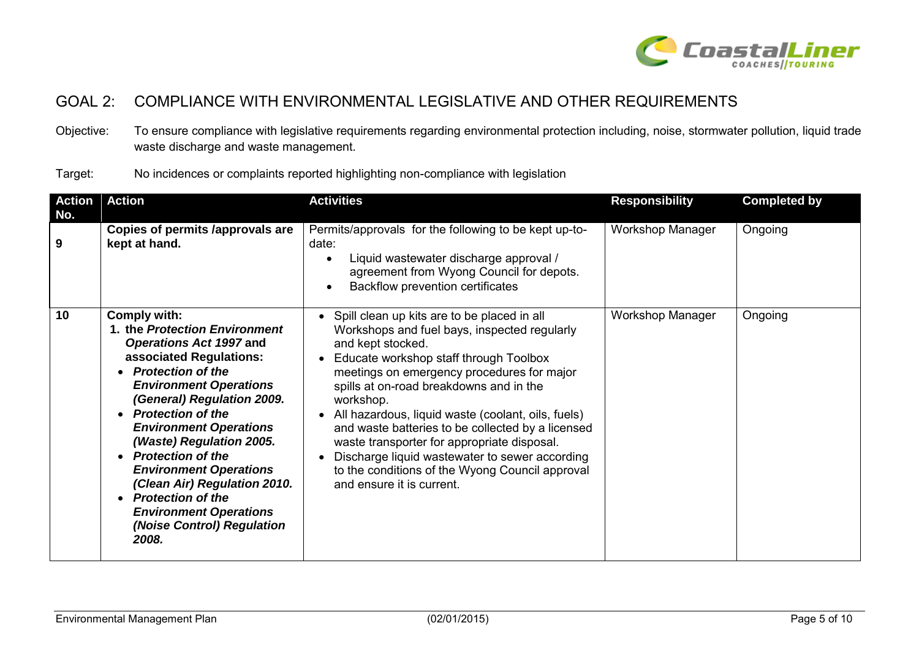## GOAL 2: COMPLIANCE WITH ENVIRONMENTAL LEGISLATIVE AND OTHER REQUIREMENTS

Objective: To ensure compliance with legislative requirements regarding environmental protection including, noise, stormwater pollution, liquid trade waste discharge and waste management.

Target: No incidences or complaints reported highlighting non-compliance with legislation

| Action No. | Action | Activities | Responsibility | Completed by |
|---|---|---|---|---|
| 9 | **Copies of permits /approvals are kept at hand.** | Permits/approvals for the following to be kept up-to-date:<br>• Liquid wastewater discharge approval / agreement from Wyong Council for depots.<br>• Backflow prevention certificates | Workshop Manager | Ongoing |
| 10 | **Comply with:**<br>**1. the *Protection Environment Operations Act 1997* and associated Regulations:**<br>• ***Protection of the Environment Operations (General) Regulation 2009.***<br>• ***Protection of the Environment Operations (Waste) Regulation 2005.***<br>• ***Protection of the Environment Operations (Clean Air) Regulation 2010.***<br>• ***Protection of the Environment Operations (Noise Control) Regulation 2008.*** | • Spill clean up kits are to be placed in all Workshops and fuel bays, inspected regularly and kept stocked.<br>• Educate workshop staff through Toolbox meetings on emergency procedures for major spills at on-road breakdowns and in the workshop.<br>• All hazardous, liquid waste (coolant, oils, fuels) and waste batteries to be collected by a licensed waste transporter for appropriate disposal.<br>• Discharge liquid wastewater to sewer according to the conditions of the Wyong Council approval and ensure it is current. | Workshop Manager | Ongoing |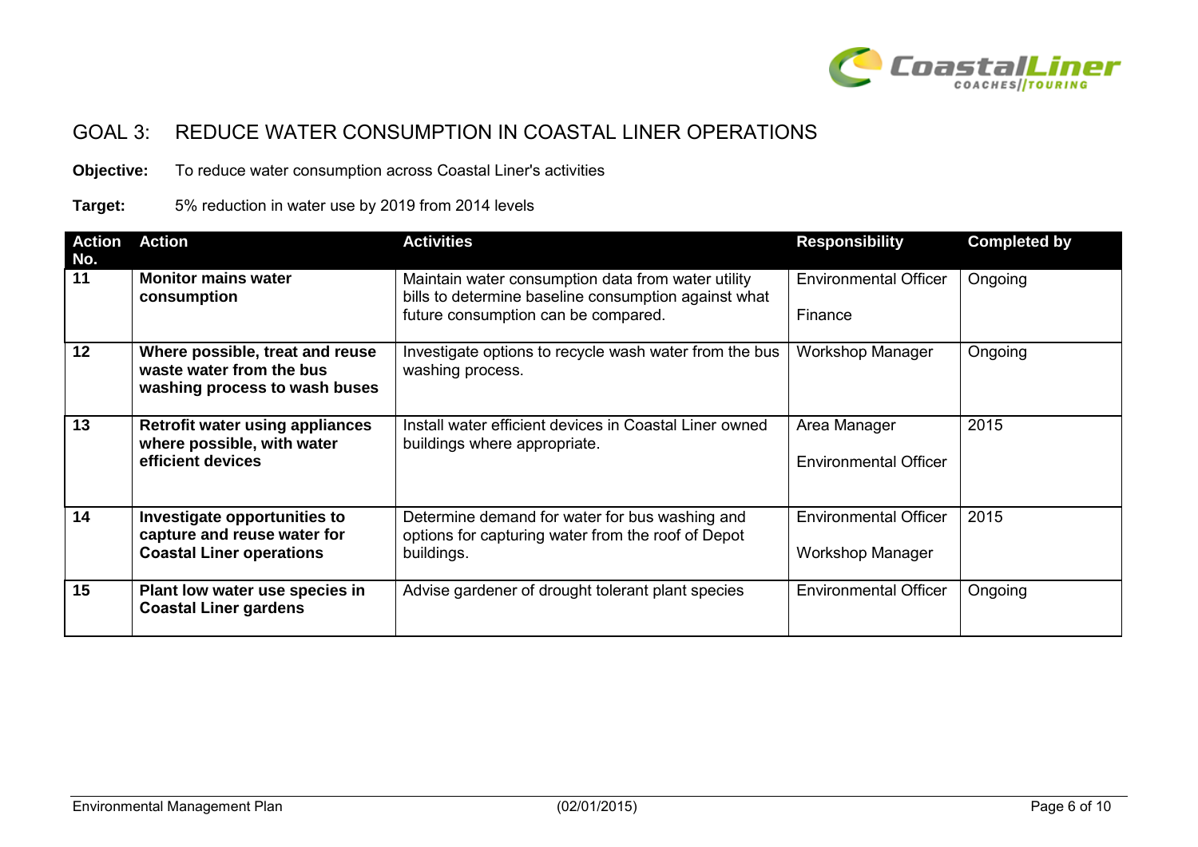## GOAL 3: REDUCE WATER CONSUMPTION IN COASTAL LINER OPERATIONS

**Objective:** To reduce water consumption across Coastal Liner's activities

**Target:** 5% reduction in water use by 2019 from 2014 levels

| Action No. | Action | Activities | Responsibility | Completed by |
|---|---|---|---|---|
| 11 | **Monitor mains water consumption** | Maintain water consumption data from water utility bills to determine baseline consumption against what future consumption can be compared. | Environmental Officer<br>Finance | Ongoing |
| 12 | **Where possible, treat and reuse waste water from the bus washing process to wash buses** | Investigate options to recycle wash water from the bus washing process. | Workshop Manager | Ongoing |
| 13 | **Retrofit water using appliances where possible, with water efficient devices** | Install water efficient devices in Coastal Liner owned buildings where appropriate. | Area Manager<br>Environmental Officer | 2015 |
| 14 | **Investigate opportunities to capture and reuse water for Coastal Liner operations** | Determine demand for water for bus washing and options for capturing water from the roof of Depot buildings. | Environmental Officer<br>Workshop Manager | 2015 |
| 15 | **Plant low water use species in Coastal Liner gardens** | Advise gardener of drought tolerant plant species | Environmental Officer | Ongoing |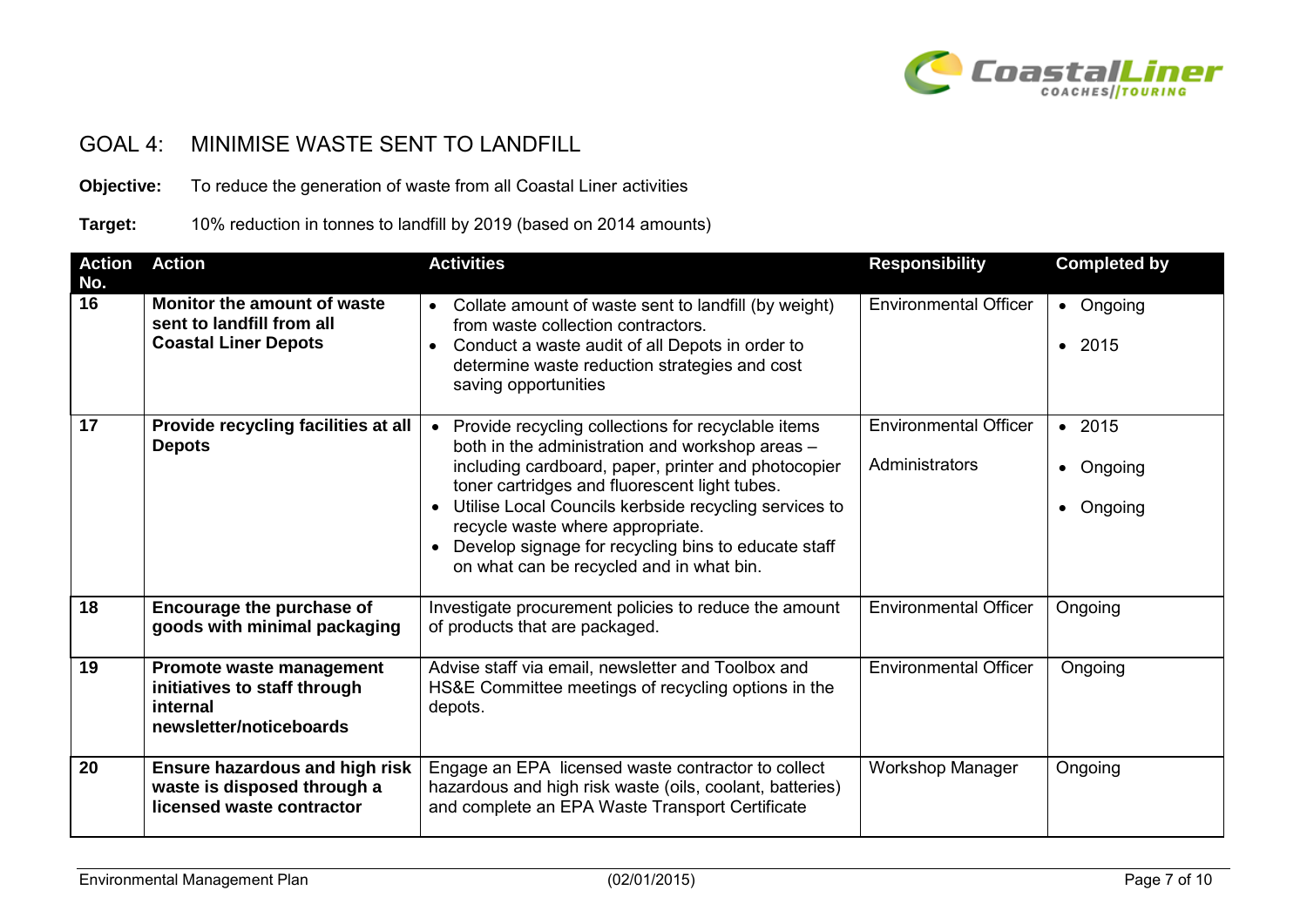## GOAL 4: MINIMISE WASTE SENT TO LANDFILL

**Objective:** To reduce the generation of waste from all Coastal Liner activities

**Target:** 10% reduction in tonnes to landfill by 2019 (based on 2014 amounts)

| Action No. | Action | Activities | Responsibility | Completed by |
|---|---|---|---|---|
| 16 | **Monitor the amount of waste sent to landfill from all Coastal Liner Depots** | • Collate amount of waste sent to landfill (by weight) from waste collection contractors.<br>• Conduct a waste audit of all Depots in order to determine waste reduction strategies and cost saving opportunities | Environmental Officer | • Ongoing<br>• 2015 |
| 17 | **Provide recycling facilities at all Depots** | • Provide recycling collections for recyclable items both in the administration and workshop areas – including cardboard, paper, printer and photocopier toner cartridges and fluorescent light tubes.<br>• Utilise Local Councils kerbside recycling services to recycle waste where appropriate.<br>• Develop signage for recycling bins to educate staff on what can be recycled and in what bin. | Environmental Officer<br>Administrators | • 2015<br>• Ongoing<br>• Ongoing |
| 18 | **Encourage the purchase of goods with minimal packaging** | Investigate procurement policies to reduce the amount of products that are packaged. | Environmental Officer | Ongoing |
| 19 | **Promote waste management initiatives to staff through internal newsletter/noticeboards** | Advise staff via email, newsletter and Toolbox and HS&E Committee meetings of recycling options in the depots. | Environmental Officer | Ongoing |
| 20 | **Ensure hazardous and high risk waste is disposed through a licensed waste contractor** | Engage an EPA licensed waste contractor to collect hazardous and high risk waste (oils, coolant, batteries) and complete an EPA Waste Transport Certificate | Workshop Manager | Ongoing |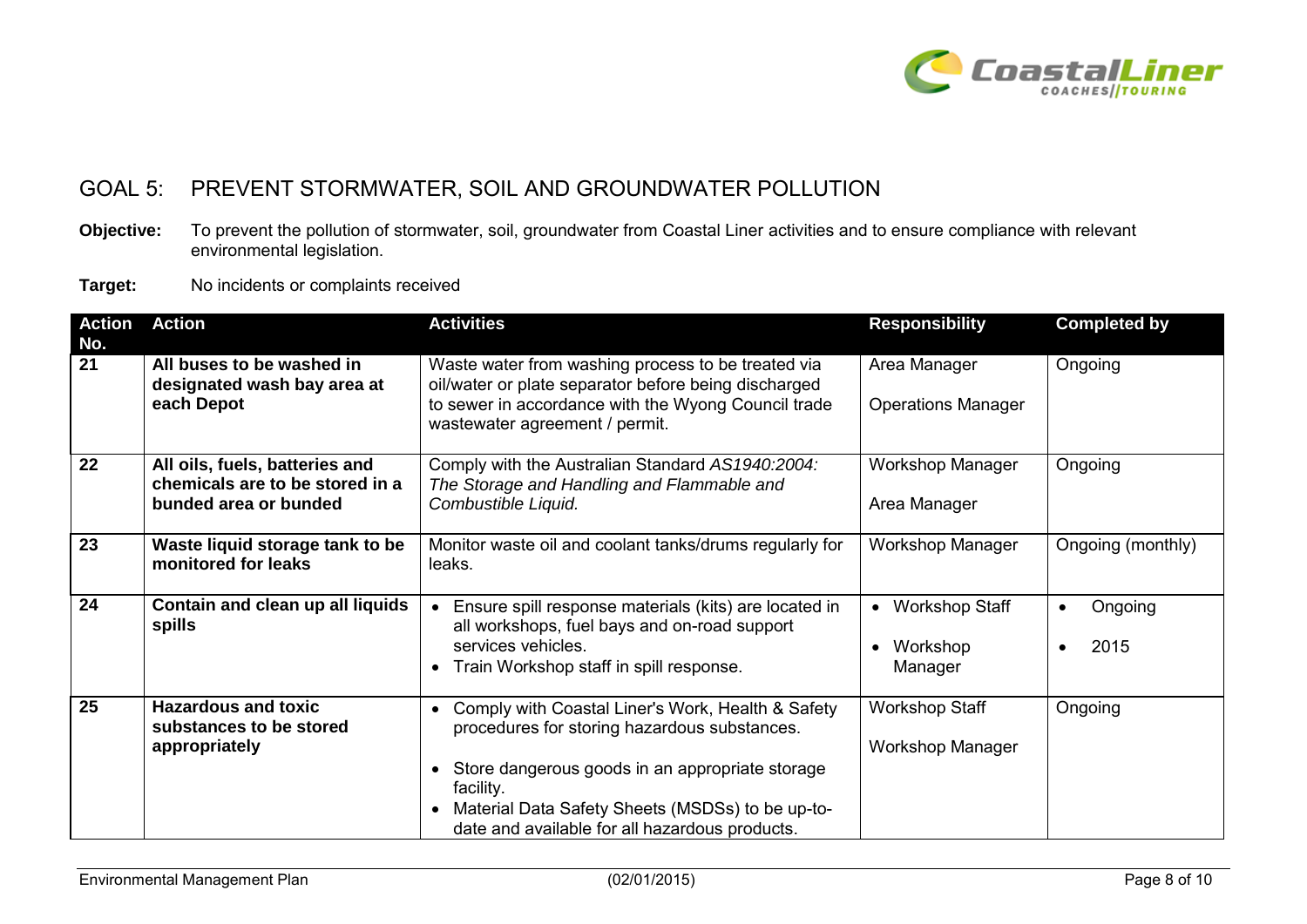## GOAL 5: PREVENT STORMWATER, SOIL AND GROUNDWATER POLLUTION

**Objective:** To prevent the pollution of stormwater, soil, groundwater from Coastal Liner activities and to ensure compliance with relevant environmental legislation.

**Target:** No incidents or complaints received

| Action No. | Action | Activities | Responsibility | Completed by |
|---|---|---|---|---|
| 21 | **All buses to be washed in designated wash bay area at each Depot** | Waste water from washing process to be treated via oil/water or plate separator before being discharged to sewer in accordance with the Wyong Council trade wastewater agreement / permit. | Area Manager<br>Operations Manager | Ongoing |
| 22 | **All oils, fuels, batteries and chemicals are to be stored in a bunded area or bunded** | Comply with the Australian Standard *AS1940:2004: The Storage and Handling and Flammable and Combustible Liquid.* | Workshop Manager<br>Area Manager | Ongoing |
| 23 | **Waste liquid storage tank to be monitored for leaks** | Monitor waste oil and coolant tanks/drums regularly for leaks. | Workshop Manager | Ongoing (monthly) |
| 24 | **Contain and clean up all liquids spills** | • Ensure spill response materials (kits) are located in all workshops, fuel bays and on-road support services vehicles.<br>• Train Workshop staff in spill response. | • Workshop Staff<br>• Workshop Manager | • Ongoing<br>• 2015 |
| 25 | **Hazardous and toxic substances to be stored appropriately** | • Comply with Coastal Liner's Work, Health & Safety procedures for storing hazardous substances.<br>• Store dangerous goods in an appropriate storage facility.<br>• Material Data Safety Sheets (MSDSs) to be up-to-date and available for all hazardous products. | Workshop Staff<br>Workshop Manager | Ongoing |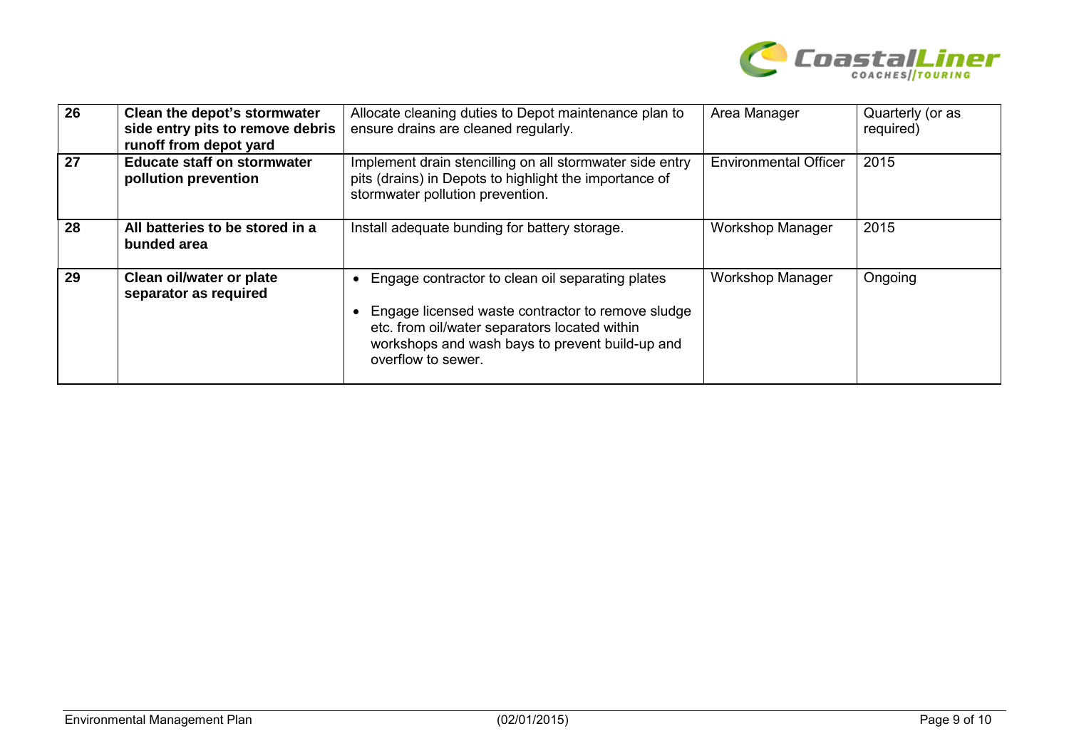| 26 | **Clean the depot's stormwater side entry pits to remove debris runoff from depot yard** | Allocate cleaning duties to Depot maintenance plan to ensure drains are cleaned regularly. | Area Manager | Quarterly (or as required) |
|---|---|---|---|---|
| 27 | **Educate staff on stormwater pollution prevention** | Implement drain stencilling on all stormwater side entry pits (drains) in Depots to highlight the importance of stormwater pollution prevention. | Environmental Officer | 2015 |
| 28 | **All batteries to be stored in a bunded area** | Install adequate bunding for battery storage. | Workshop Manager | 2015 |
| 29 | **Clean oil/water or plate separator as required** | • Engage contractor to clean oil separating plates<br>• Engage licensed waste contractor to remove sludge etc. from oil/water separators located within workshops and wash bays to prevent build-up and overflow to sewer. | Workshop Manager | Ongoing |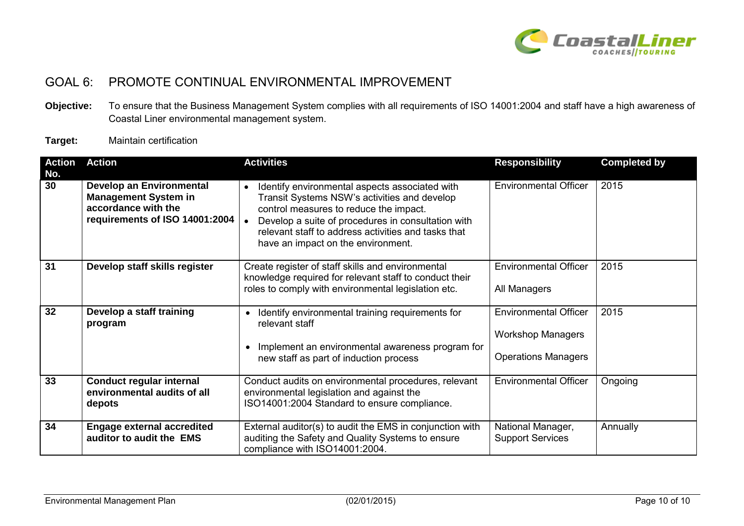## GOAL 6: PROMOTE CONTINUAL ENVIRONMENTAL IMPROVEMENT

**Objective:** To ensure that the Business Management System complies with all requirements of ISO 14001:2004 and staff have a high awareness of Coastal Liner environmental management system.

**Target:** Maintain certification

| Action No. | Action | Activities | Responsibility | Completed by |
|---|---|---|---|---|
| 30 | **Develop an Environmental Management System in accordance with the requirements of ISO 14001:2004** | • Identify environmental aspects associated with Transit Systems NSW's activities and develop control measures to reduce the impact.<br>• Develop a suite of procedures in consultation with relevant staff to address activities and tasks that have an impact on the environment. | Environmental Officer | 2015 |
| 31 | **Develop staff skills register** | Create register of staff skills and environmental knowledge required for relevant staff to conduct their roles to comply with environmental legislation etc. | Environmental Officer<br><br>All Managers | 2015 |
| 32 | **Develop a staff training program** | • Identify environmental training requirements for relevant staff<br>• Implement an environmental awareness program for new staff as part of induction process | Environmental Officer<br><br>Workshop Managers<br><br>Operations Managers | 2015 |
| 33 | **Conduct regular internal environmental audits of all depots** | Conduct audits on environmental procedures, relevant environmental legislation and against the ISO14001:2004 Standard to ensure compliance. | Environmental Officer | Ongoing |
| 34 | **Engage external accredited auditor to audit the EMS** | External auditor(s) to audit the EMS in conjunction with auditing the Safety and Quality Systems to ensure compliance with ISO14001:2004. | National Manager, Support Services | Annually |